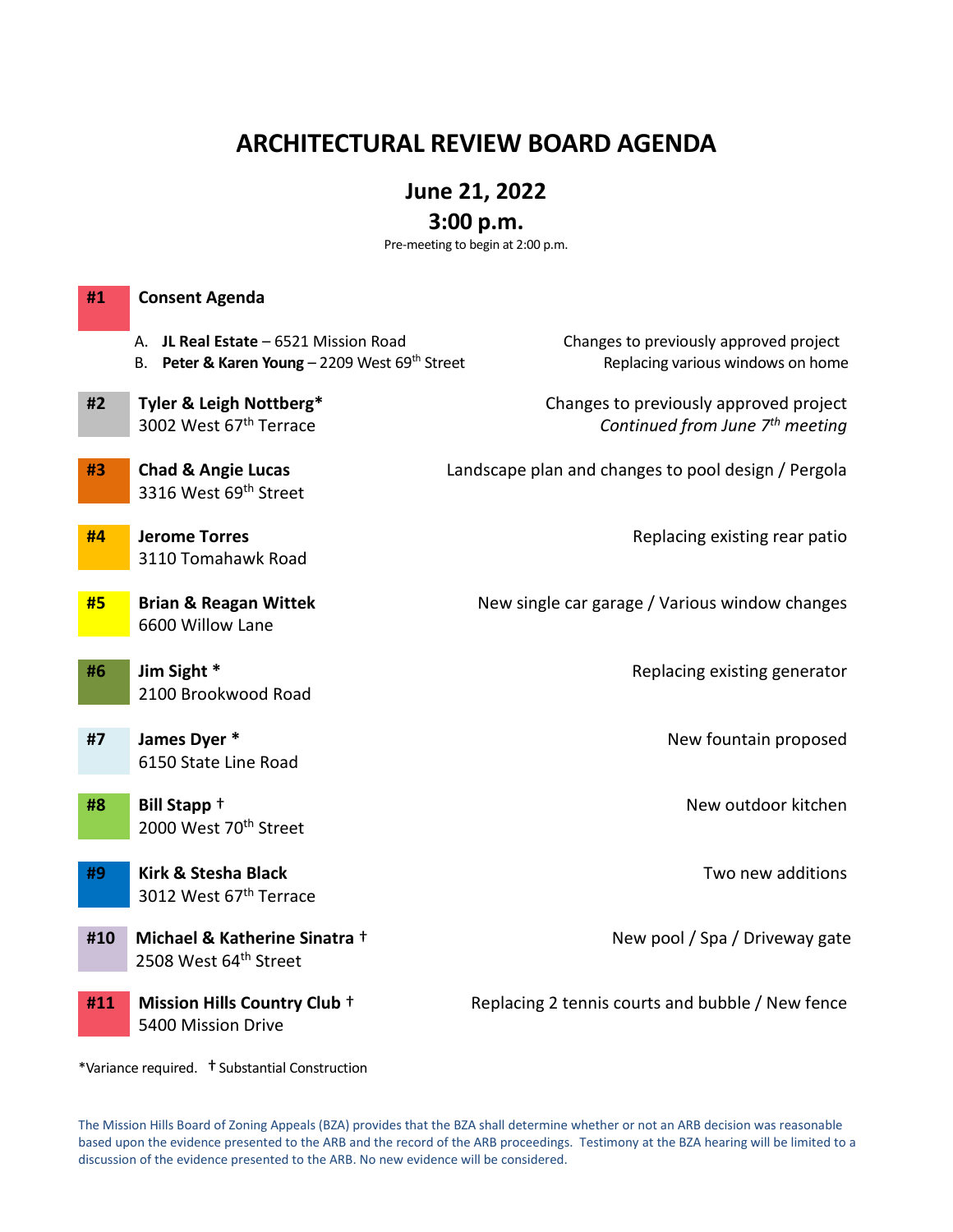# ARCHITECTURAL REVIEW BOARD AGENDA

## June 21, 2022

## 3:00 p.m.

Pre-meeting to begin at 2:00 p.m.

**#1 Consent Agenda**

A. **JL Real Estate** – 6521 Mission Road — Changes to previously approved project

B. **Peter & Karen Young** – 2209 West 69th Street — Replacing various windows on home

**#2 Tyler & Leigh Nottberg***
3002 West 67th Terrace — Changes to previously approved project
*Continued from June 7th meeting*

**#3 Chad & Angie Lucas**
3316 West 69th Street — Landscape plan and changes to pool design / Pergola

**#4 Jerome Torres**
3110 Tomahawk Road — Replacing existing rear patio

**#5 Brian & Reagan Wittek**
6600 Willow Lane — New single car garage / Various window changes

**#6 Jim Sight ***
2100 Brookwood Road — Replacing existing generator

**#7 James Dyer ***
6150 State Line Road — New fountain proposed

**#8 Bill Stapp †**
2000 West 70th Street — New outdoor kitchen

**#9 Kirk & Stesha Black**
3012 West 67th Terrace — Two new additions

**#10 Michael & Katherine Sinatra †**
2508 West 64th Street — New pool / Spa / Driveway gate

**#11 Mission Hills Country Club †**
5400 Mission Drive — Replacing 2 tennis courts and bubble / New fence

*Variance required. † Substantial Construction

The Mission Hills Board of Zoning Appeals (BZA) provides that the BZA shall determine whether or not an ARB decision was reasonable based upon the evidence presented to the ARB and the record of the ARB proceedings. Testimony at the BZA hearing will be limited to a discussion of the evidence presented to the ARB. No new evidence will be considered.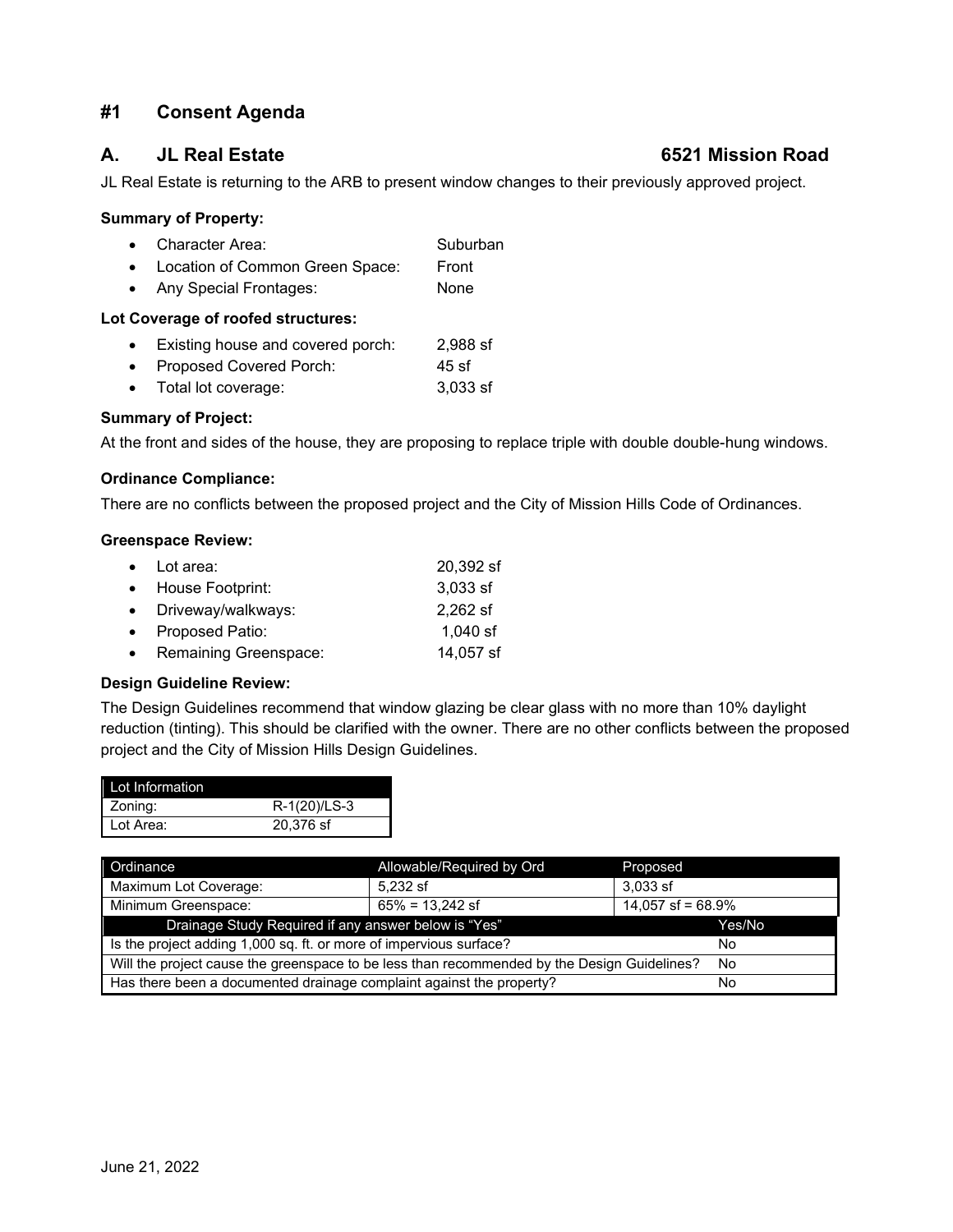## #1 Consent Agenda

### A. JL Real Estate — 6521 Mission Road

JL Real Estate is returning to the ARB to present window changes to their previously approved project.

**Summary of Property:**

- Character Area: Suburban
- Location of Common Green Space: Front
- Any Special Frontages: None

**Lot Coverage of roofed structures:**

- Existing house and covered porch: 2,988 sf
- Proposed Covered Porch: 45 sf
- Total lot coverage: 3,033 sf

**Summary of Project:**

At the front and sides of the house, they are proposing to replace triple with double double-hung windows.

**Ordinance Compliance:**

There are no conflicts between the proposed project and the City of Mission Hills Code of Ordinances.

**Greenspace Review:**

- Lot area: 20,392 sf
- House Footprint: 3,033 sf
- Driveway/walkways: 2,262 sf
- Proposed Patio: 1,040 sf
- Remaining Greenspace: 14,057 sf

**Design Guideline Review:**

The Design Guidelines recommend that window glazing be clear glass with no more than 10% daylight reduction (tinting). This should be clarified with the owner. There are no other conflicts between the proposed project and the City of Mission Hills Design Guidelines.

| Lot Information | |
|---|---|
| Zoning: | R-1(20)/LS-3 |
| Lot Area: | 20,376 sf |

| Ordinance | Allowable/Required by Ord | Proposed |
|---|---|---|
| Maximum Lot Coverage: | 5,232 sf | 3,033 sf |
| Minimum Greenspace: | 65% = 13,242 sf | 14,057 sf = 68.9% |

| Drainage Study Required if any answer below is "Yes" | Yes/No |
|---|---|
| Is the project adding 1,000 sq. ft. or more of impervious surface? | No |
| Will the project cause the greenspace to be less than recommended by the Design Guidelines? | No |
| Has there been a documented drainage complaint against the property? | No |

June 21, 2022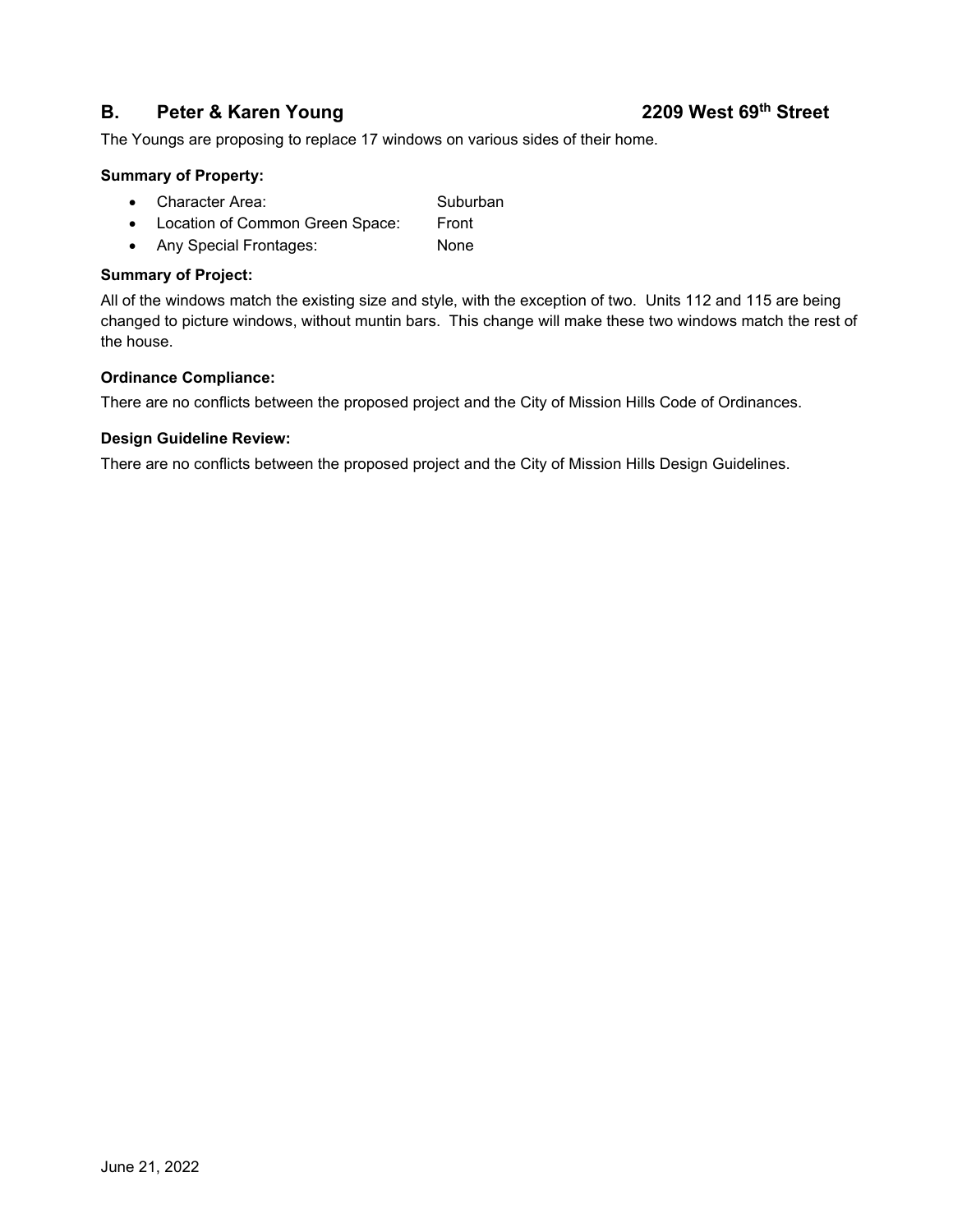## B. Peter & Karen Young 2209 West 69th Street

The Youngs are proposing to replace 17 windows on various sides of their home.

**Summary of Property:**

- Character Area: Suburban
- Location of Common Green Space: Front
- Any Special Frontages: None

**Summary of Project:**

All of the windows match the existing size and style, with the exception of two. Units 112 and 115 are being changed to picture windows, without muntin bars. This change will make these two windows match the rest of the house.

**Ordinance Compliance:**

There are no conflicts between the proposed project and the City of Mission Hills Code of Ordinances.

**Design Guideline Review:**

There are no conflicts between the proposed project and the City of Mission Hills Design Guidelines.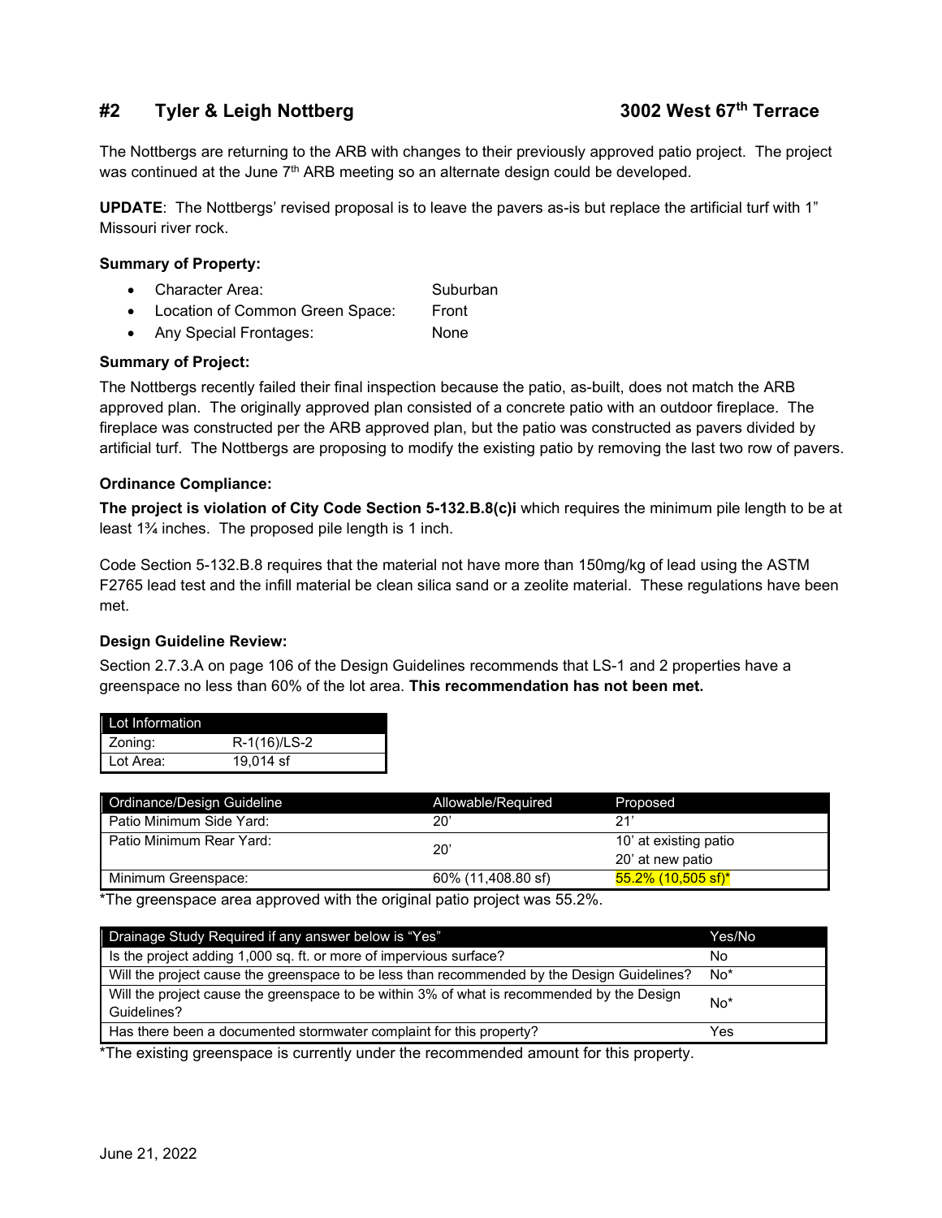## #2 Tyler & Leigh Nottberg — 3002 West 67th Terrace

The Nottbergs are returning to the ARB with changes to their previously approved patio project. The project was continued at the June 7th ARB meeting so an alternate design could be developed.

**UPDATE**: The Nottbergs' revised proposal is to leave the pavers as-is but replace the artificial turf with 1" Missouri river rock.

**Summary of Property:**

- Character Area: Suburban
- Location of Common Green Space: Front
- Any Special Frontages: None

**Summary of Project:**

The Nottbergs recently failed their final inspection because the patio, as-built, does not match the ARB approved plan. The originally approved plan consisted of a concrete patio with an outdoor fireplace. The fireplace was constructed per the ARB approved plan, but the patio was constructed as pavers divided by artificial turf. The Nottbergs are proposing to modify the existing patio by removing the last two row of pavers.

**Ordinance Compliance:**

**The project is violation of City Code Section 5-132.B.8(c)i** which requires the minimum pile length to be at least 1¾ inches. The proposed pile length is 1 inch.

Code Section 5-132.B.8 requires that the material not have more than 150mg/kg of lead using the ASTM F2765 lead test and the infill material be clean silica sand or a zeolite material. These regulations have been met.

**Design Guideline Review:**

Section 2.7.3.A on page 106 of the Design Guidelines recommends that LS-1 and 2 properties have a greenspace no less than 60% of the lot area. **This recommendation has not been met.**

| Lot Information | |
|---|---|
| Zoning: | R-1(16)/LS-2 |
| Lot Area: | 19,014 sf |

| Ordinance/Design Guideline | Allowable/Required | Proposed |
|---|---|---|
| Patio Minimum Side Yard: | 20' | 21' |
| Patio Minimum Rear Yard: | 20' | 10' at existing patio<br>20' at new patio |
| Minimum Greenspace: | 60% (11,408.80 sf) | 55.2% (10,505 sf)* |

*The greenspace area approved with the original patio project was 55.2%.

| Drainage Study Required if any answer below is "Yes" | Yes/No |
|---|---|
| Is the project adding 1,000 sq. ft. or more of impervious surface? | No |
| Will the project cause the greenspace to be less than recommended by the Design Guidelines? | No* |
| Will the project cause the greenspace to be within 3% of what is recommended by the Design Guidelines? | No* |
| Has there been a documented stormwater complaint for this property? | Yes |

*The existing greenspace is currently under the recommended amount for this property.

June 21, 2022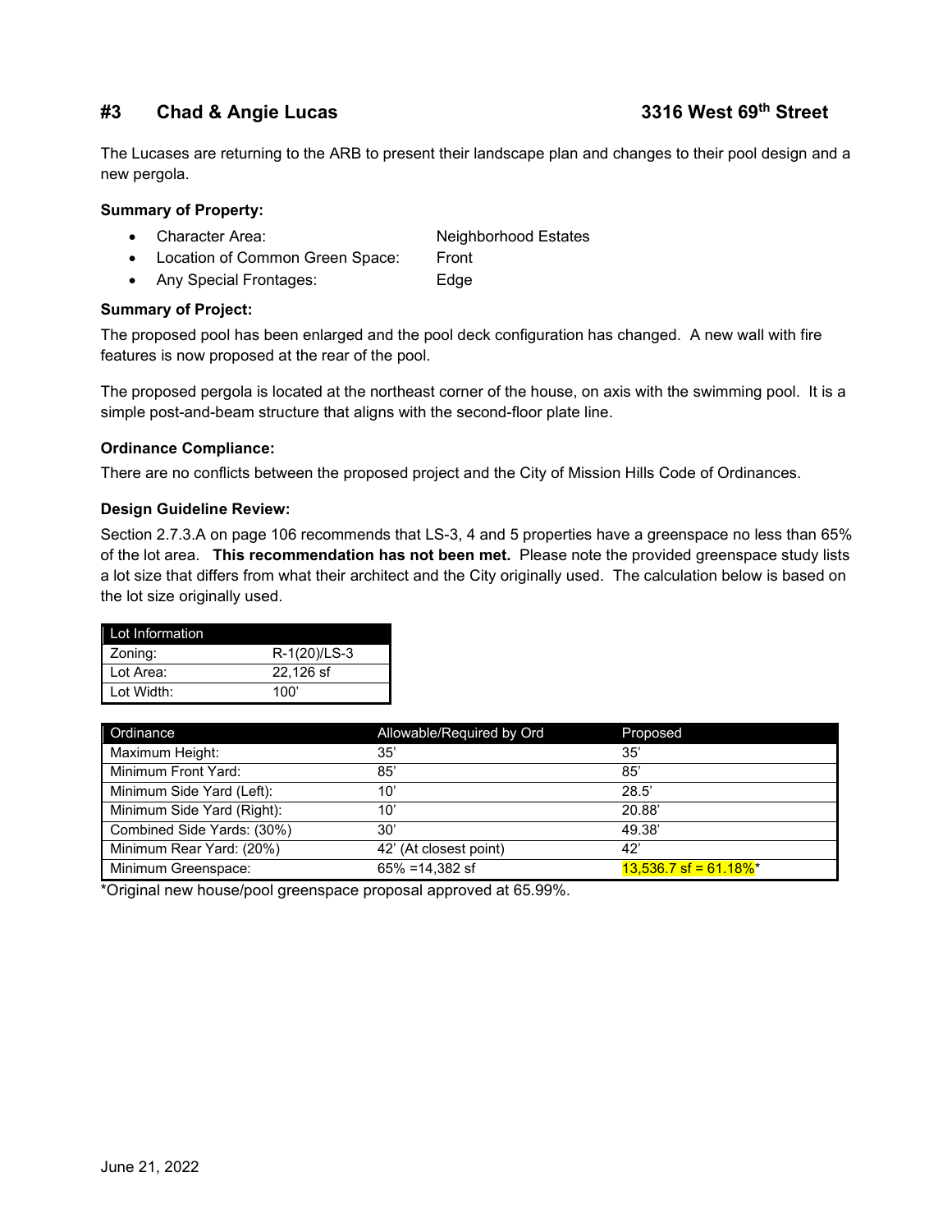## #3 Chad & Angie Lucas 3316 West 69th Street

The Lucases are returning to the ARB to present their landscape plan and changes to their pool design and a new pergola.

**Summary of Property:**

- Character Area: Neighborhood Estates
- Location of Common Green Space: Front
- Any Special Frontages: Edge

**Summary of Project:**

The proposed pool has been enlarged and the pool deck configuration has changed. A new wall with fire features is now proposed at the rear of the pool.

The proposed pergola is located at the northeast corner of the house, on axis with the swimming pool. It is a simple post-and-beam structure that aligns with the second-floor plate line.

**Ordinance Compliance:**

There are no conflicts between the proposed project and the City of Mission Hills Code of Ordinances.

**Design Guideline Review:**

Section 2.7.3.A on page 106 recommends that LS-3, 4 and 5 properties have a greenspace no less than 65% of the lot area. **This recommendation has not been met.** Please note the provided greenspace study lists a lot size that differs from what their architect and the City originally used. The calculation below is based on the lot size originally used.

| Lot Information | |
|---|---|
| Zoning: | R-1(20)/LS-3 |
| Lot Area: | 22,126 sf |
| Lot Width: | 100' |

| Ordinance | Allowable/Required by Ord | Proposed |
|---|---|---|
| Maximum Height: | 35' | 35' |
| Minimum Front Yard: | 85' | 85' |
| Minimum Side Yard (Left): | 10' | 28.5' |
| Minimum Side Yard (Right): | 10' | 20.88' |
| Combined Side Yards: (30%) | 30' | 49.38' |
| Minimum Rear Yard: (20%) | 42' (At closest point) | 42' |
| Minimum Greenspace: | 65% =14,382 sf | 13,536.7 sf = 61.18%* |

*Original new house/pool greenspace proposal approved at 65.99%.

June 21, 2022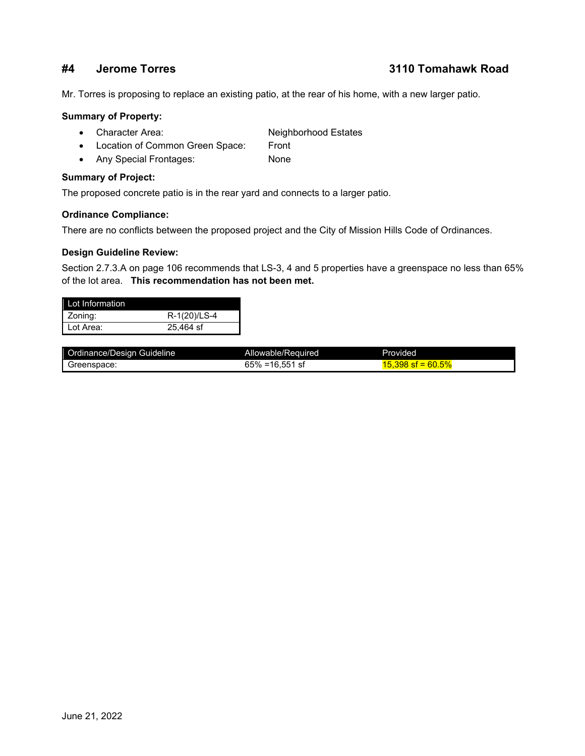## #4 Jerome Torres 3110 Tomahawk Road

Mr. Torres is proposing to replace an existing patio, at the rear of his home, with a new larger patio.

**Summary of Property:**

- Character Area: Neighborhood Estates
- Location of Common Green Space: Front
- Any Special Frontages: None

**Summary of Project:**

The proposed concrete patio is in the rear yard and connects to a larger patio.

**Ordinance Compliance:**

There are no conflicts between the proposed project and the City of Mission Hills Code of Ordinances.

**Design Guideline Review:**

Section 2.7.3.A on page 106 recommends that LS-3, 4 and 5 properties have a greenspace no less than 65% of the lot area. **This recommendation has not been met.**

| Lot Information | |
|---|---|
| Zoning: | R-1(20)/LS-4 |
| Lot Area: | 25,464 sf |

| Ordinance/Design Guideline | Allowable/Required | Provided |
|---|---|---|
| Greenspace: | 65% =16,551 sf | 15,398 sf = 60.5% |

June 21, 2022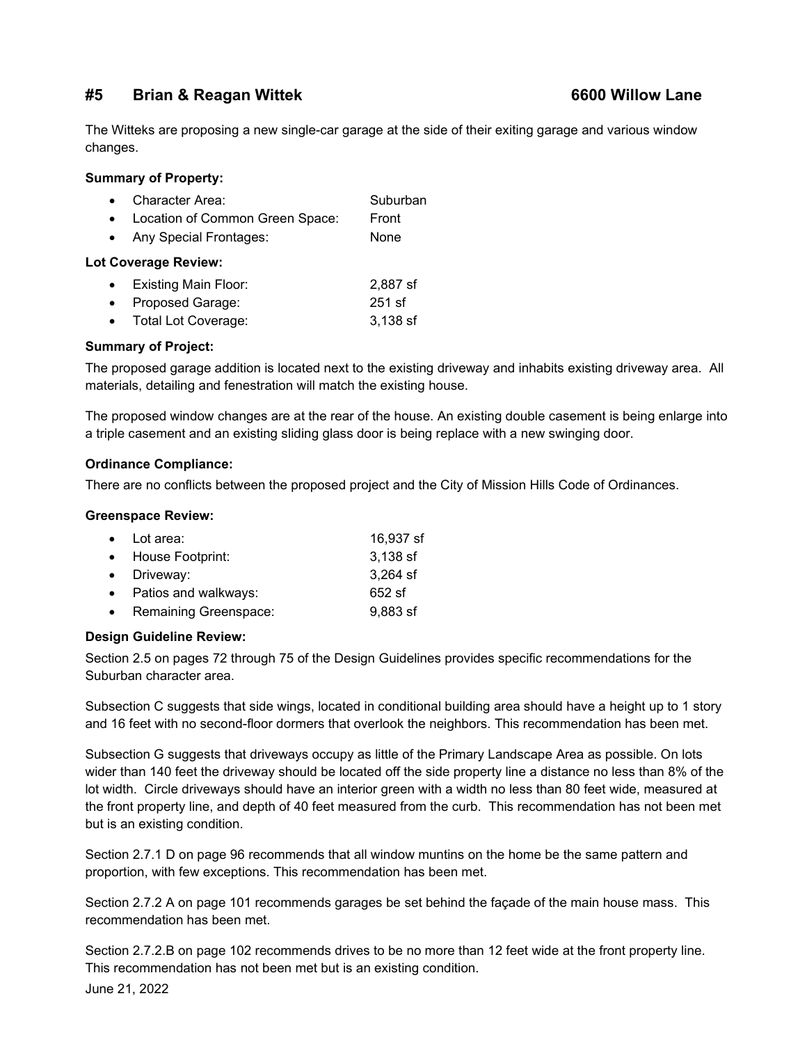## #5 Brian & Reagan Wittek — 6600 Willow Lane

The Witteks are proposing a new single-car garage at the side of their exiting garage and various window changes.

**Summary of Property:**

- Character Area: Suburban
- Location of Common Green Space: Front
- Any Special Frontages: None

**Lot Coverage Review:**

- Existing Main Floor: 2,887 sf
- Proposed Garage: 251 sf
- Total Lot Coverage: 3,138 sf

**Summary of Project:**

The proposed garage addition is located next to the existing driveway and inhabits existing driveway area. All materials, detailing and fenestration will match the existing house.

The proposed window changes are at the rear of the house. An existing double casement is being enlarge into a triple casement and an existing sliding glass door is being replace with a new swinging door.

**Ordinance Compliance:**

There are no conflicts between the proposed project and the City of Mission Hills Code of Ordinances.

**Greenspace Review:**

- Lot area: 16,937 sf
- House Footprint: 3,138 sf
- Driveway: 3,264 sf
- Patios and walkways: 652 sf
- Remaining Greenspace: 9,883 sf

**Design Guideline Review:**

Section 2.5 on pages 72 through 75 of the Design Guidelines provides specific recommendations for the Suburban character area.

Subsection C suggests that side wings, located in conditional building area should have a height up to 1 story and 16 feet with no second-floor dormers that overlook the neighbors. This recommendation has been met.

Subsection G suggests that driveways occupy as little of the Primary Landscape Area as possible. On lots wider than 140 feet the driveway should be located off the side property line a distance no less than 8% of the lot width. Circle driveways should have an interior green with a width no less than 80 feet wide, measured at the front property line, and depth of 40 feet measured from the curb. This recommendation has not been met but is an existing condition.

Section 2.7.1 D on page 96 recommends that all window muntins on the home be the same pattern and proportion, with few exceptions. This recommendation has been met.

Section 2.7.2 A on page 101 recommends garages be set behind the façade of the main house mass. This recommendation has been met.

Section 2.7.2.B on page 102 recommends drives to be no more than 12 feet wide at the front property line. This recommendation has not been met but is an existing condition.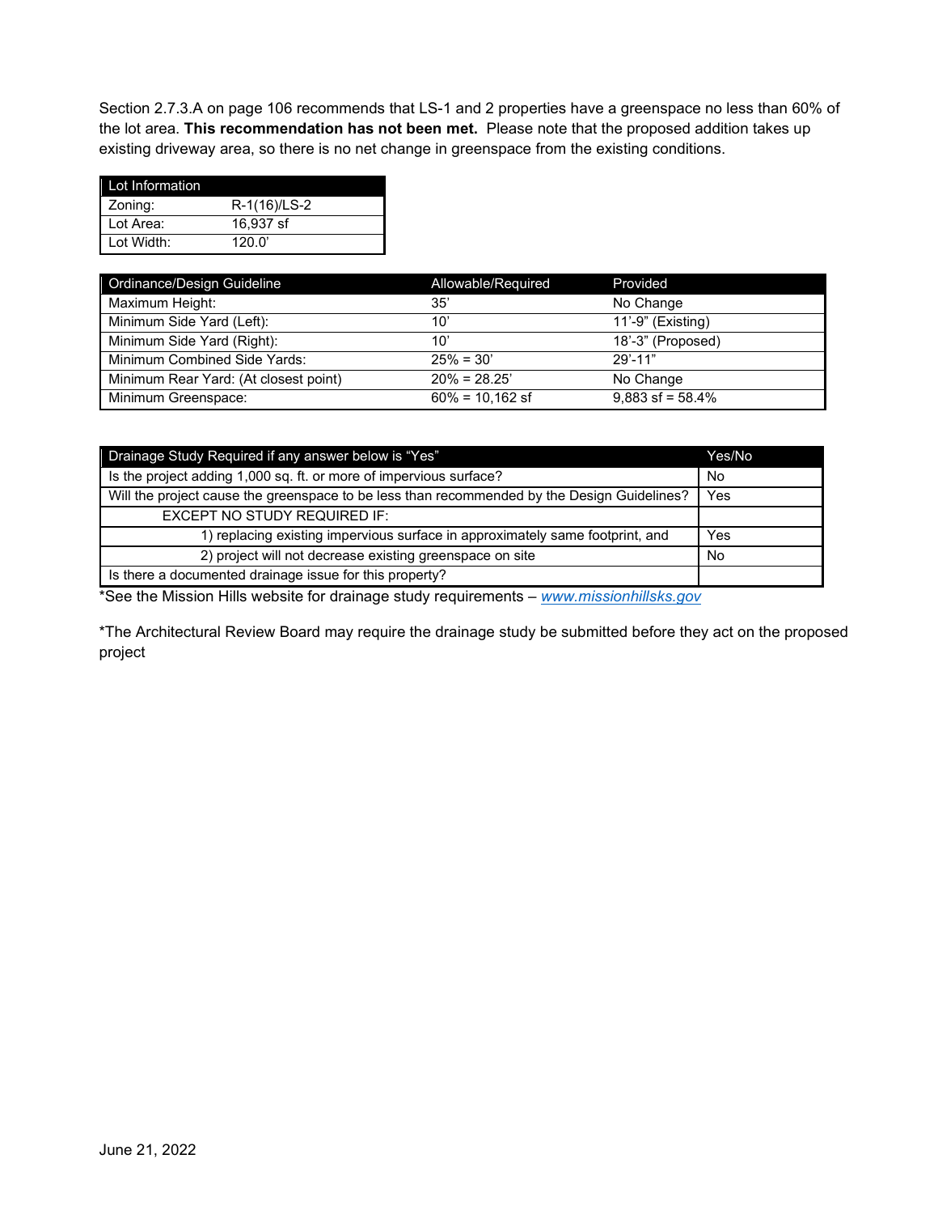Section 2.7.3.A on page 106 recommends that LS-1 and 2 properties have a greenspace no less than 60% of the lot area. **This recommendation has not been met.** Please note that the proposed addition takes up existing driveway area, so there is no net change in greenspace from the existing conditions.

| Lot Information | |
|---|---|
| Zoning: | R-1(16)/LS-2 |
| Lot Area: | 16,937 sf |
| Lot Width: | 120.0' |

| Ordinance/Design Guideline | Allowable/Required | Provided |
|---|---|---|
| Maximum Height: | 35' | No Change |
| Minimum Side Yard (Left): | 10' | 11'-9" (Existing) |
| Minimum Side Yard (Right): | 10' | 18'-3" (Proposed) |
| Minimum Combined Side Yards: | 25% = 30' | 29'-11" |
| Minimum Rear Yard: (At closest point) | 20% = 28.25' | No Change |
| Minimum Greenspace: | 60% = 10,162 sf | 9,883 sf = 58.4% |

| Drainage Study Required if any answer below is "Yes" | Yes/No |
|---|---|
| Is the project adding 1,000 sq. ft. or more of impervious surface? | No |
| Will the project cause the greenspace to be less than recommended by the Design Guidelines? | Yes |
| EXCEPT NO STUDY REQUIRED IF: | |
| 1) replacing existing impervious surface in approximately same footprint, and | Yes |
| 2) project will not decrease existing greenspace on site | No |
| Is there a documented drainage issue for this property? | |

*See the Mission Hills website for drainage study requirements – *www.missionhillsks.gov*

*The Architectural Review Board may require the drainage study be submitted before they act on the proposed project

June 21, 2022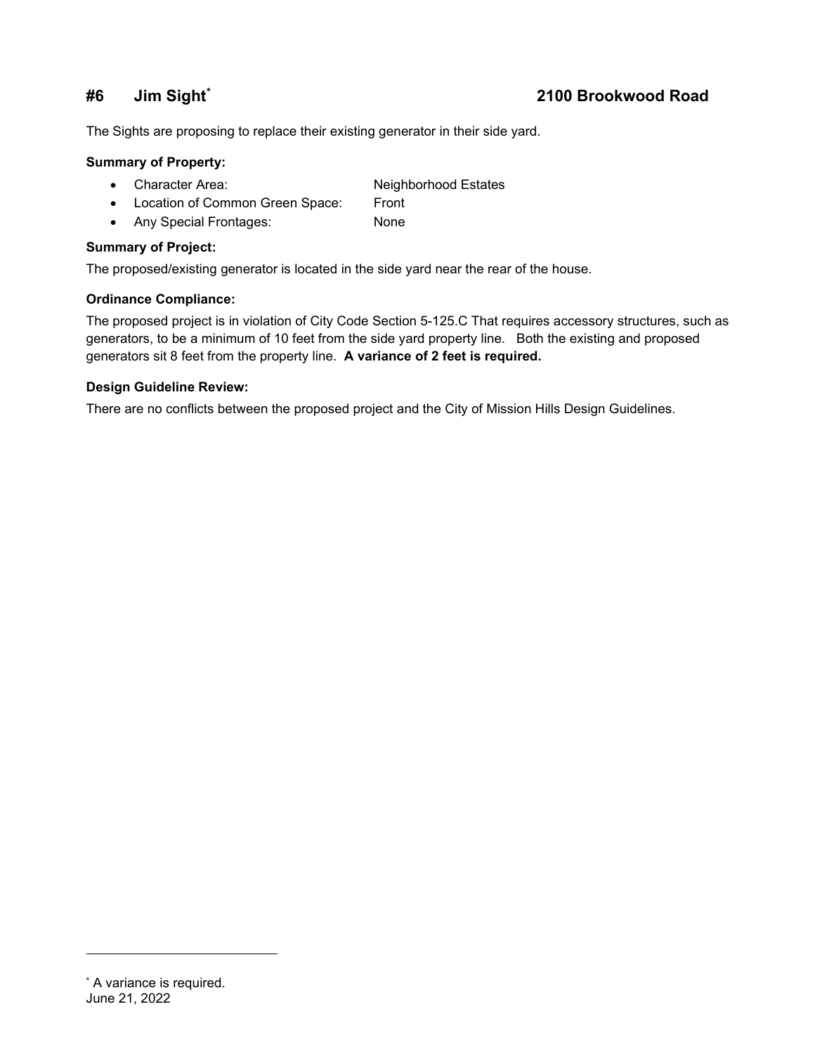## #6 Jim Sight[*] 2100 Brookwood Road

The Sights are proposing to replace their existing generator in their side yard.

**Summary of Property:**

- Character Area: Neighborhood Estates
- Location of Common Green Space: Front
- Any Special Frontages: None

**Summary of Project:**

The proposed/existing generator is located in the side yard near the rear of the house.

**Ordinance Compliance:**

The proposed project is in violation of City Code Section 5-125.C That requires accessory structures, such as generators, to be a minimum of 10 feet from the side yard property line. Both the existing and proposed generators sit 8 feet from the property line. **A variance of 2 feet is required.**

**Design Guideline Review:**

There are no conflicts between the proposed project and the City of Mission Hills Design Guidelines.

---

[*] A variance is required.
June 21, 2022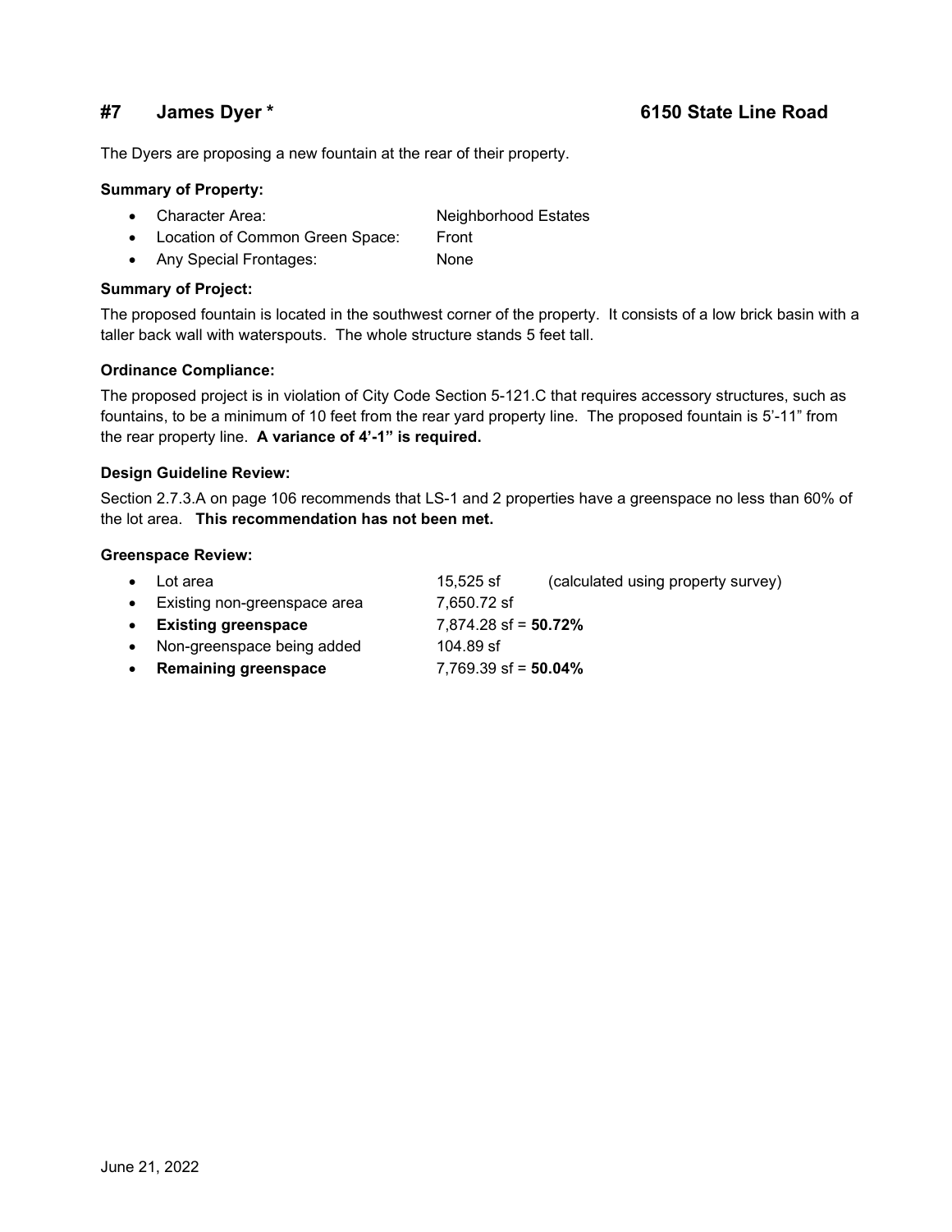## #7 James Dyer * 6150 State Line Road

The Dyers are proposing a new fountain at the rear of their property.

**Summary of Property:**

- Character Area: Neighborhood Estates
- Location of Common Green Space: Front
- Any Special Frontages: None

**Summary of Project:**

The proposed fountain is located in the southwest corner of the property. It consists of a low brick basin with a taller back wall with waterspouts. The whole structure stands 5 feet tall.

**Ordinance Compliance:**

The proposed project is in violation of City Code Section 5-121.C that requires accessory structures, such as fountains, to be a minimum of 10 feet from the rear yard property line. The proposed fountain is 5'-11" from the rear property line. **A variance of 4'-1" is required.**

**Design Guideline Review:**

Section 2.7.3.A on page 106 recommends that LS-1 and 2 properties have a greenspace no less than 60% of the lot area. **This recommendation has not been met.**

**Greenspace Review:**

- Lot area 15,525 sf (calculated using property survey)
- Existing non-greenspace area 7,650.72 sf
- **Existing greenspace** 7,874.28 sf = **50.72%**
- Non-greenspace being added 104.89 sf
- **Remaining greenspace** 7,769.39 sf = **50.04%**

June 21, 2022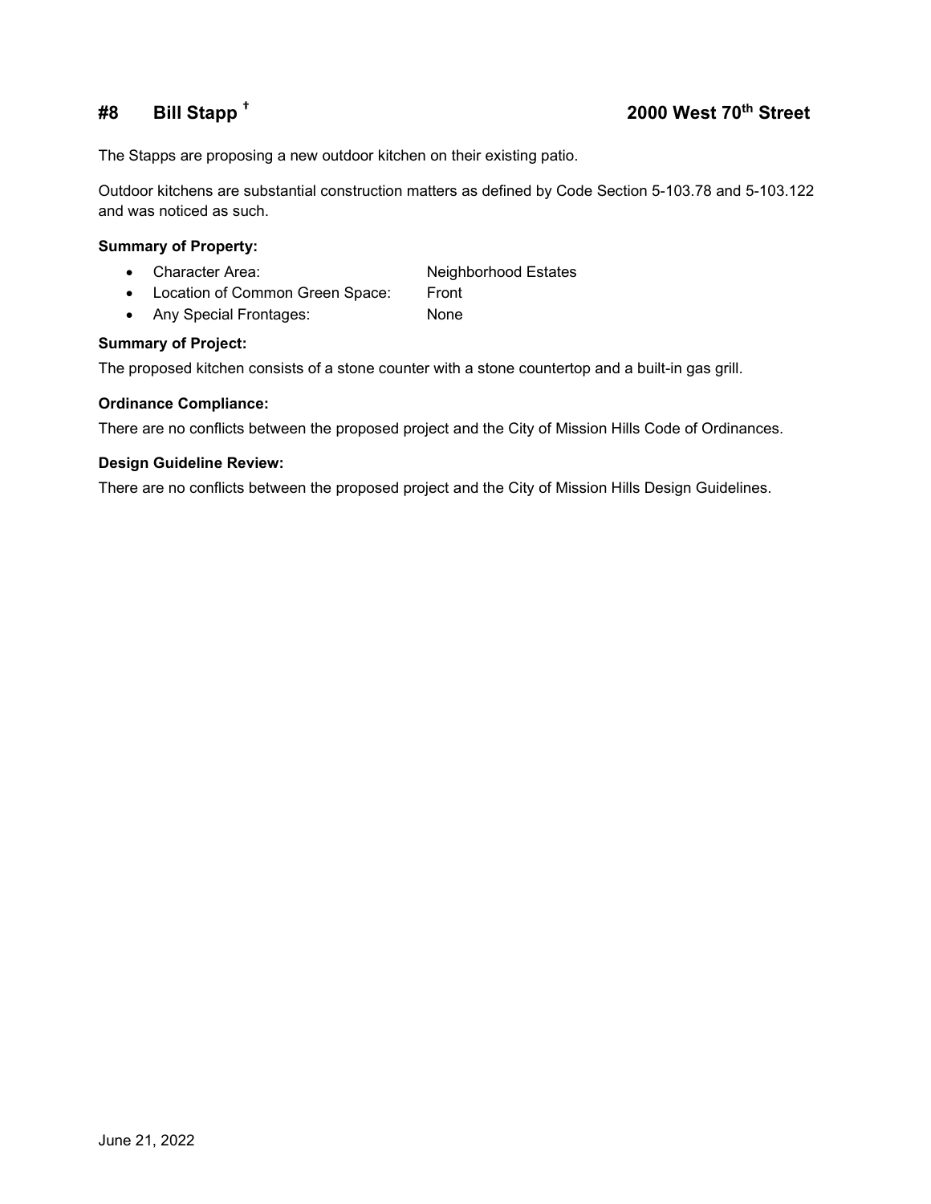## #8 Bill Stapp † 2000 West 70th Street

The Stapps are proposing a new outdoor kitchen on their existing patio.

Outdoor kitchens are substantial construction matters as defined by Code Section 5-103.78 and 5-103.122 and was noticed as such.

**Summary of Property:**

- Character Area: Neighborhood Estates
- Location of Common Green Space: Front
- Any Special Frontages: None

**Summary of Project:**

The proposed kitchen consists of a stone counter with a stone countertop and a built-in gas grill.

**Ordinance Compliance:**

There are no conflicts between the proposed project and the City of Mission Hills Code of Ordinances.

**Design Guideline Review:**

There are no conflicts between the proposed project and the City of Mission Hills Design Guidelines.

June 21, 2022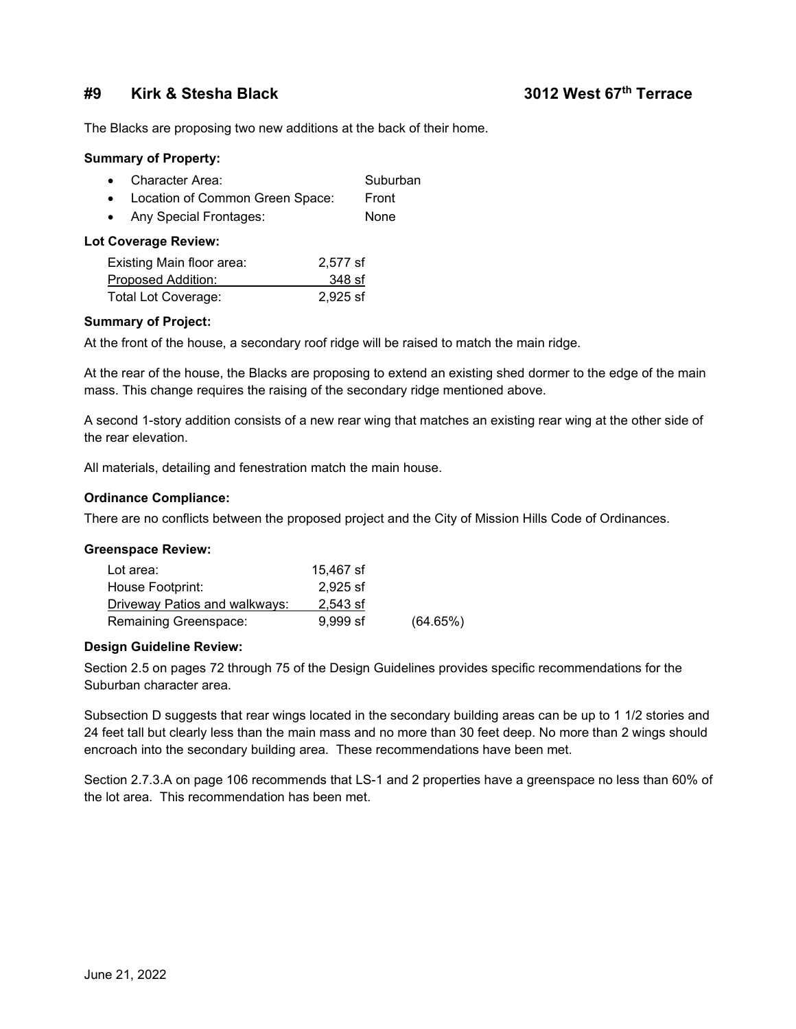## #9 Kirk & Stesha Black 3012 West 67th Terrace

The Blacks are proposing two new additions at the back of their home.

**Summary of Property:**

- Character Area: Suburban
- Location of Common Green Space: Front
- Any Special Frontages: None

**Lot Coverage Review:**

| | |
|---|---|
| Existing Main floor area: | 2,577 sf |
| Proposed Addition: | 348 sf |
| Total Lot Coverage: | 2,925 sf |

**Summary of Project:**

At the front of the house, a secondary roof ridge will be raised to match the main ridge.

At the rear of the house, the Blacks are proposing to extend an existing shed dormer to the edge of the main mass. This change requires the raising of the secondary ridge mentioned above.

A second 1-story addition consists of a new rear wing that matches an existing rear wing at the other side of the rear elevation.

All materials, detailing and fenestration match the main house.

**Ordinance Compliance:**

There are no conflicts between the proposed project and the City of Mission Hills Code of Ordinances.

**Greenspace Review:**

| | | |
|---|---|---|
| Lot area: | 15,467 sf | |
| House Footprint: | 2,925 sf | |
| Driveway Patios and walkways: | 2,543 sf | |
| Remaining Greenspace: | 9,999 sf | (64.65%) |

**Design Guideline Review:**

Section 2.5 on pages 72 through 75 of the Design Guidelines provides specific recommendations for the Suburban character area.

Subsection D suggests that rear wings located in the secondary building areas can be up to 1 1/2 stories and 24 feet tall but clearly less than the main mass and no more than 30 feet deep. No more than 2 wings should encroach into the secondary building area. These recommendations have been met.

Section 2.7.3.A on page 106 recommends that LS-1 and 2 properties have a greenspace no less than 60% of the lot area. This recommendation has been met.

June 21, 2022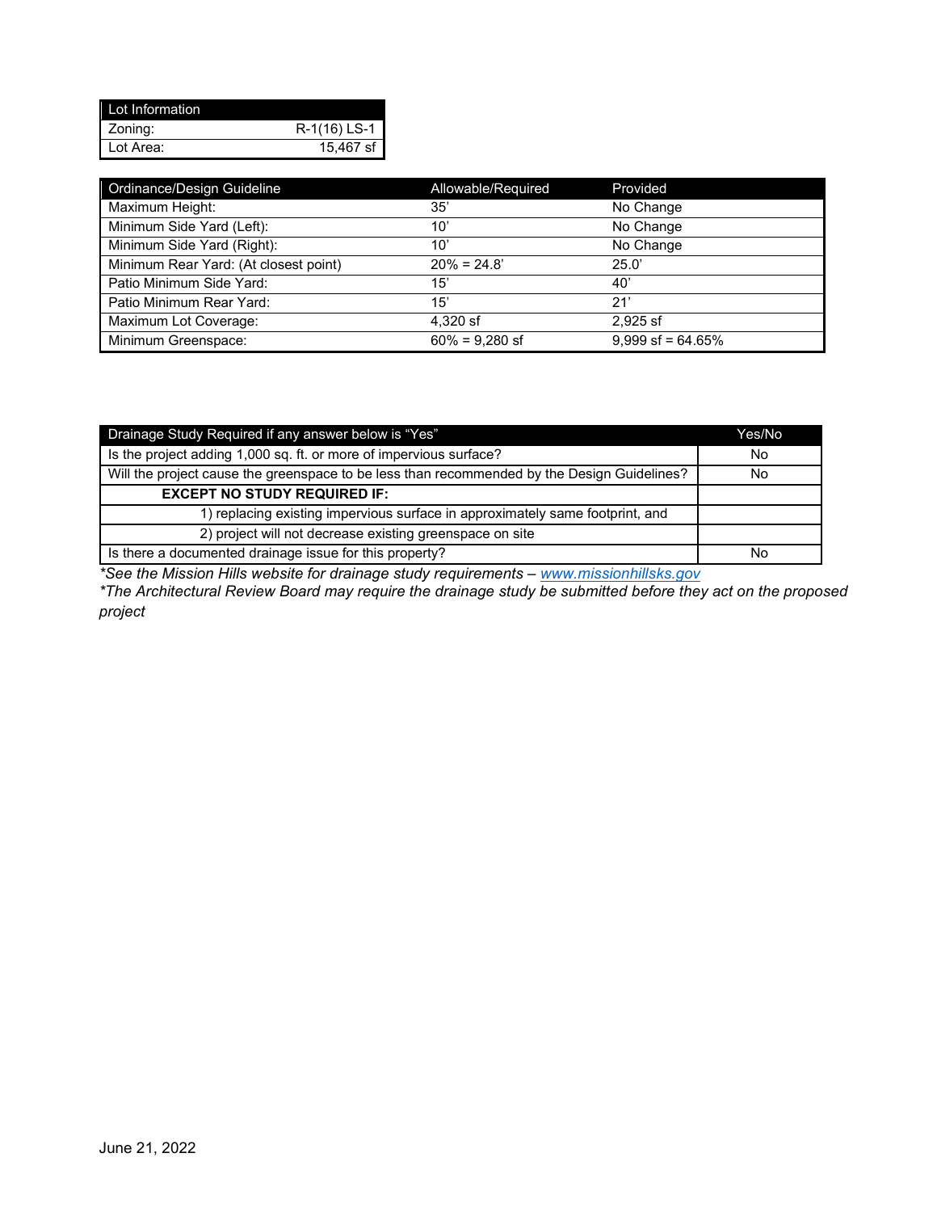| Lot Information | |
|---|---|
| Zoning: | R-1(16) LS-1 |
| Lot Area: | 15,467 sf |

| Ordinance/Design Guideline | Allowable/Required | Provided |
|---|---|---|
| Maximum Height: | 35’ | No Change |
| Minimum Side Yard (Left): | 10’ | No Change |
| Minimum Side Yard (Right): | 10’ | No Change |
| Minimum Rear Yard: (At closest point) | 20% = 24.8’ | 25.0’ |
| Patio Minimum Side Yard: | 15’ | 40’ |
| Patio Minimum Rear Yard: | 15’ | 21’ |
| Maximum Lot Coverage: | 4,320 sf | 2,925 sf |
| Minimum Greenspace: | 60% = 9,280 sf | 9,999 sf = 64.65% |

| Drainage Study Required if any answer below is “Yes” | Yes/No |
|---|---|
| Is the project adding 1,000 sq. ft. or more of impervious surface? | No |
| Will the project cause the greenspace to be less than recommended by the Design Guidelines? | No |
| **EXCEPT NO STUDY REQUIRED IF:** | |
| 1) replacing existing impervious surface in approximately same footprint, and | |
| 2) project will not decrease existing greenspace on site | |
| Is there a documented drainage issue for this property? | No |

*\*See the Mission Hills website for drainage study requirements – www.missionhillsks.gov*

*\*The Architectural Review Board may require the drainage study be submitted before they act on the proposed project*

June 21, 2022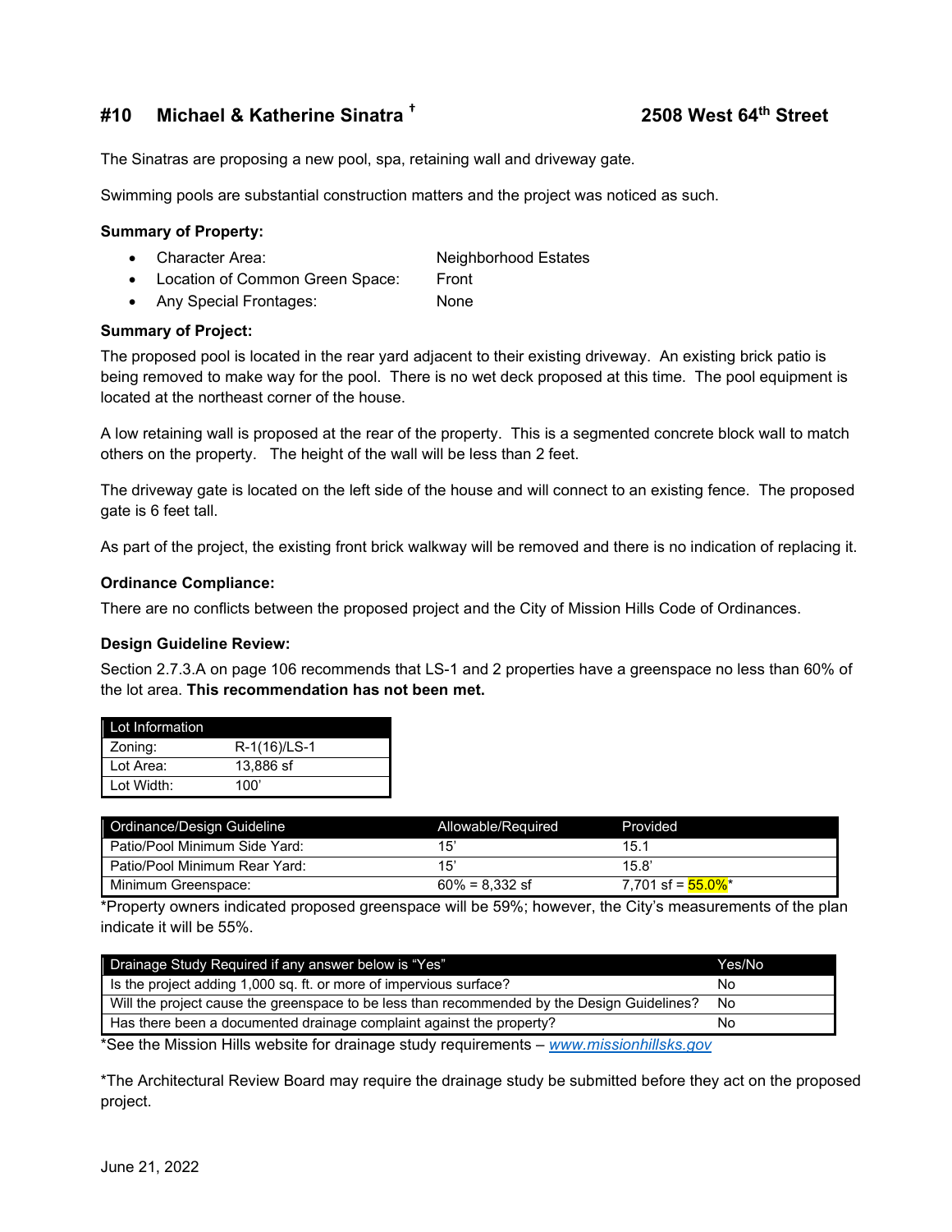## #10 Michael & Katherine Sinatra † 2508 West 64th Street

The Sinatras are proposing a new pool, spa, retaining wall and driveway gate.

Swimming pools are substantial construction matters and the project was noticed as such.

**Summary of Property:**

- Character Area: Neighborhood Estates
- Location of Common Green Space: Front
- Any Special Frontages: None

**Summary of Project:**

The proposed pool is located in the rear yard adjacent to their existing driveway. An existing brick patio is being removed to make way for the pool. There is no wet deck proposed at this time. The pool equipment is located at the northeast corner of the house.

A low retaining wall is proposed at the rear of the property. This is a segmented concrete block wall to match others on the property. The height of the wall will be less than 2 feet.

The driveway gate is located on the left side of the house and will connect to an existing fence. The proposed gate is 6 feet tall.

As part of the project, the existing front brick walkway will be removed and there is no indication of replacing it.

**Ordinance Compliance:**

There are no conflicts between the proposed project and the City of Mission Hills Code of Ordinances.

**Design Guideline Review:**

Section 2.7.3.A on page 106 recommends that LS-1 and 2 properties have a greenspace no less than 60% of the lot area. **This recommendation has not been met.**

| Lot Information | |
|---|---|
| Zoning: | R-1(16)/LS-1 |
| Lot Area: | 13,886 sf |
| Lot Width: | 100' |

| Ordinance/Design Guideline | Allowable/Required | Provided |
|---|---|---|
| Patio/Pool Minimum Side Yard: | 15' | 15.1 |
| Patio/Pool Minimum Rear Yard: | 15' | 15.8' |
| Minimum Greenspace: | 60% = 8,332 sf | 7,701 sf = 55.0%* |

*Property owners indicated proposed greenspace will be 59%; however, the City's measurements of the plan indicate it will be 55%.

| Drainage Study Required if any answer below is "Yes" | Yes/No |
|---|---|
| Is the project adding 1,000 sq. ft. or more of impervious surface? | No |
| Will the project cause the greenspace to be less than recommended by the Design Guidelines? | No |
| Has there been a documented drainage complaint against the property? | No |

*See the Mission Hills website for drainage study requirements – [www.missionhillsks.gov](http://www.missionhillsks.gov)

*The Architectural Review Board may require the drainage study be submitted before they act on the proposed project.

June 21, 2022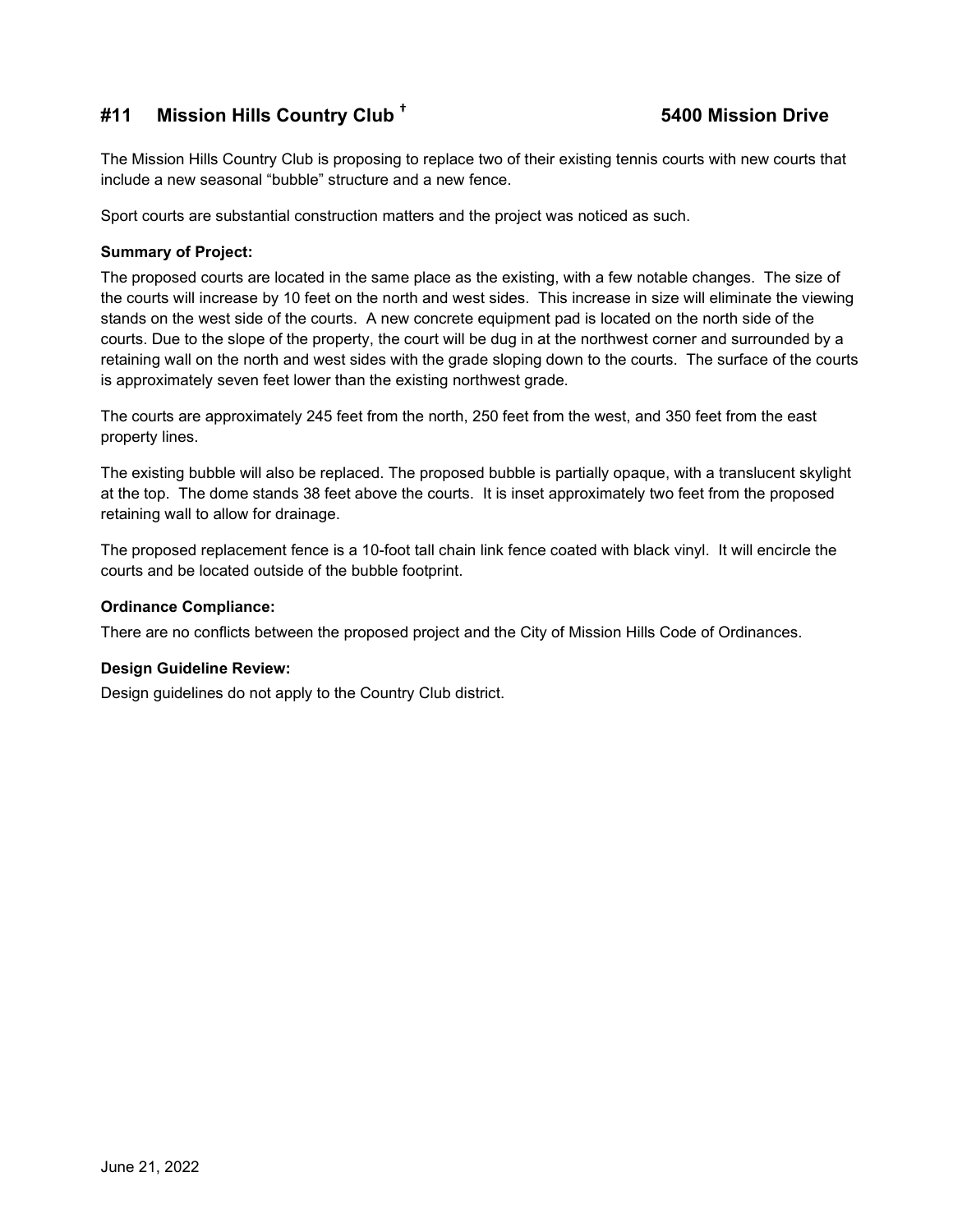## #11 Mission Hills Country Club † 5400 Mission Drive

The Mission Hills Country Club is proposing to replace two of their existing tennis courts with new courts that include a new seasonal "bubble" structure and a new fence.

Sport courts are substantial construction matters and the project was noticed as such.

**Summary of Project:**

The proposed courts are located in the same place as the existing, with a few notable changes. The size of the courts will increase by 10 feet on the north and west sides. This increase in size will eliminate the viewing stands on the west side of the courts. A new concrete equipment pad is located on the north side of the courts. Due to the slope of the property, the court will be dug in at the northwest corner and surrounded by a retaining wall on the north and west sides with the grade sloping down to the courts. The surface of the courts is approximately seven feet lower than the existing northwest grade.

The courts are approximately 245 feet from the north, 250 feet from the west, and 350 feet from the east property lines.

The existing bubble will also be replaced. The proposed bubble is partially opaque, with a translucent skylight at the top. The dome stands 38 feet above the courts. It is inset approximately two feet from the proposed retaining wall to allow for drainage.

The proposed replacement fence is a 10-foot tall chain link fence coated with black vinyl. It will encircle the courts and be located outside of the bubble footprint.

**Ordinance Compliance:**

There are no conflicts between the proposed project and the City of Mission Hills Code of Ordinances.

**Design Guideline Review:**

Design guidelines do not apply to the Country Club district.